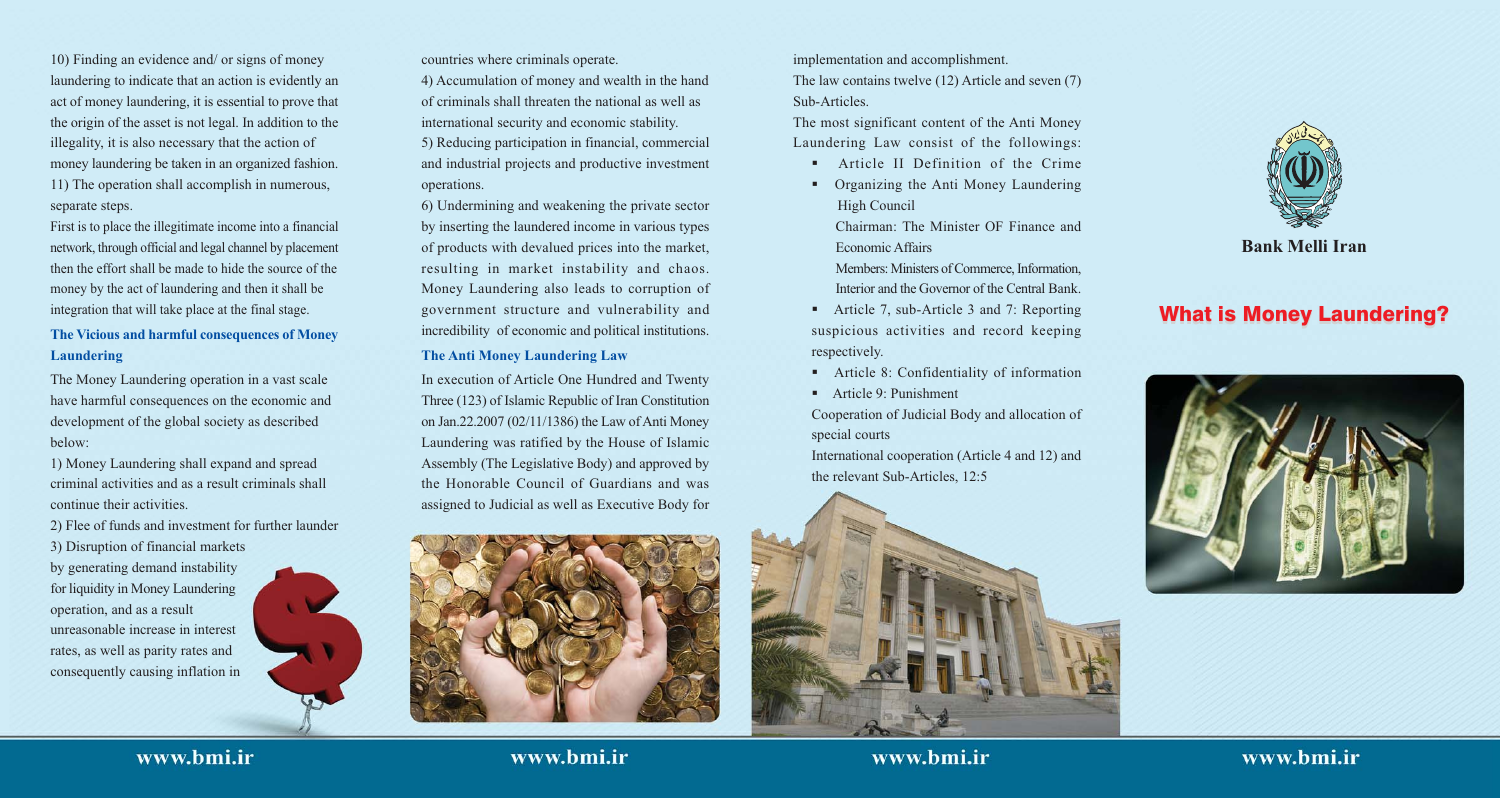10) Finding an evidence and/ or signs of money laundering to indicate that an action is evidently an act of money laundering, it is essential to prove that the origin of the asset is not legal. In addition to the illegality, it is also necessary that the action of money laundering be taken in an organized fashion.

11) The operation shall accomplish in numerous, separate steps.

First is to place the illegitimate income into a financial network, through official and legal channel by placement then the effort shall be made to hide the source of the money by the act of laundering and then it shall be integration that will take place at the final stage.

### The Vicious and harmful consequences of Money Laundering

The Money Laundering operation in a vast scale have harmful consequences on the economic and development of the global society as described below:

1) Money Laundering shall expand and spread criminal activities and as a result criminals shall continue their activities.

2) Flee of funds and investment for further launder

3) Disruption of financial markets by generating demand instability for liquidity in Money Laundering operation, and as a result unreasonable increase in interest rates, as well as parity rates and consequently causing inflation in countries where criminals operate.

4) Accumulation of money and wealth in the hand of criminals shall threaten the national as well as international security and economic stability.

5) Reducing participation in financial, commercial and industrial projects and productive investment operations.

6) Undermining and weakening the private sector by inserting the laundered income in various types of products with devalued prices into the market, resulting in market instability and chaos. Money Laundering also leads to corruption of government structure and vulnerability and incredibility of economic and political institutions.

### The Anti Money Laundering Law

In execution of Article One Hundred and Twenty Three (123) of Islamic Republic of Iran Constitution on Jan.22.2007 (02/11/1386) the Law of Anti Money Laundering was ratified by the House of Islamic Assembly (The Legislative Body) and approved by the Honorable Council of Guardians and was assigned to Judicial as well as Executive Body for implementation and accomplishment.

The law contains twelve (12) Article and seven (7) Sub-Articles.

The most significant content of the Anti Money Laundering Law consist of the followings:

- Article II Definition of the Crime
- Organizing the Anti Money Laundering High Council

  Chairman: The Minister OF Finance and Economic Affairs

  Members: Ministers of Commerce, Information, Interior and the Governor of the Central Bank.
- Article 7, sub-Article 3 and 7: Reporting suspicious activities and record keeping respectively.
- Article 8: Confidentiality of information
- Article 9: Punishment

Cooperation of Judicial Body and allocation of special courts

International cooperation (Article 4 and 12) and the relevant Sub-Articles, 12:5

**Bank Melli Iran**

## What is Money Laundering?

www.bmi.ir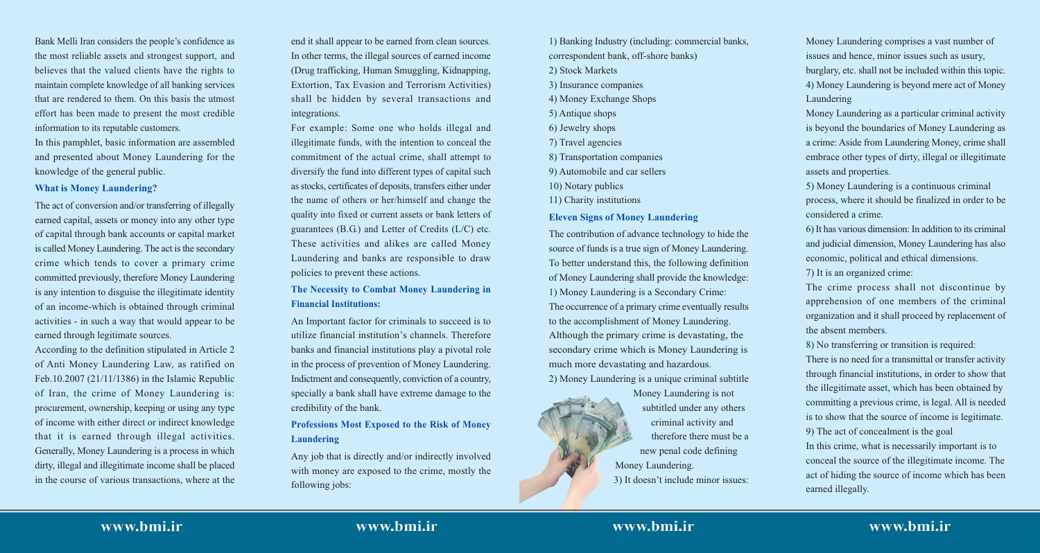Bank Melli Iran considers the people's confidence as the most reliable assets and strongest support, and believes that the valued clients have the rights to maintain complete knowledge of all banking services that are rendered to them. On this basis the utmost effort has been made to present the most credible information to its reputable customers.

In this pamphlet, basic information are assembled and presented about Money Laundering for the knowledge of the general public.

### What is Money Laundering?

The act of conversion and/or transferring of illegally earned capital, assets or money into any other type of capital through bank accounts or capital market is called Money Laundering. The act is the secondary crime which tends to cover a primary crime committed previously, therefore Money Laundering is any intention to disguise the illegitimate identity of an income-which is obtained through criminal activities - in such a way that would appear to be earned through legitimate sources.

According to the definition stipulated in Article 2 of Anti Money Laundering Law, as ratified on Feb.10.2007 (21/11/1386) in the Islamic Republic of Iran, the crime of Money Laundering is: procurement, ownership, keeping or using any type of income with either direct or indirect knowledge that it is earned through illegal activities. Generally, Money Laundering is a process in which dirty, illegal and illegitimate income shall be placed in the course of various transactions, where at the end it shall appear to be earned from clean sources. In other terms, the illegal sources of earned income (Drug trafficking, Human Smuggling, Kidnapping, Extortion, Tax Evasion and Terrorism Activities) shall be hidden by several transactions and integrations.

For example: Some one who holds illegal and illegitimate funds, with the intention to conceal the commitment of the actual crime, shall attempt to diversify the fund into different types of capital such as stocks, certificates of deposits, transfers either under the name of others or her/himself and change the quality into fixed or current assets or bank letters of guarantees (B.G.) and Letter of Credits (L/C) etc. These activities and alikes are called Money Laundering and banks are responsible to draw policies to prevent these actions.

### The Necessity to Combat Money Laundering in Financial Institutions:

An Important factor for criminals to succeed is to utilize financial institution's channels. Therefore banks and financial institutions play a pivotal role in the process of prevention of Money Laundering. Indictment and consequently, conviction of a country, specially a bank shall have extreme damage to the credibility of the bank.

### Professions Most Exposed to the Risk of Money Laundering

Any job that is directly and/or indirectly involved with money are exposed to the crime, mostly the following jobs:

1) Banking Industry (including: commercial banks, correspondent bank, off-shore banks)
2) Stock Markets
3) Insurance companies
4) Money Exchange Shops
5) Antique shops
6) Jewelry shops
7) Travel agencies
8) Transportation companies
9) Automobile and car sellers
10) Notary publics
11) Charity institutions

### Eleven Signs of Money Laundering

The contribution of advance technology to hide the source of funds is a true sign of Money Laundering. To better understand this, the following definition of Money Laundering shall provide the knowledge:

1) Money Laundering is a Secondary Crime:
The occurrence of a primary crime eventually results to the accomplishment of Money Laundering. Although the primary crime is devastating, the secondary crime which is Money Laundering is much more devastating and hazardous.

2) Money Laundering is a unique criminal subtitle
Money Laundering is not subtitled under any others criminal activity and therefore there must be a new penal code defining Money Laundering.

3) It doesn't include minor issues:
Money Laundering comprises a vast number of issues and hence, minor issues such as usury, burglary, etc. shall not be included within this topic.

4) Money Laundering is beyond mere act of Money Laundering
Money Laundering as a particular criminal activity is beyond the boundaries of Money Laundering as a crime: Aside from Laundering Money, crime shall embrace other types of dirty, illegal or illegitimate assets and properties.

5) Money Laundering is a continuous criminal process, where it should be finalized in order to be considered a crime.

6) It has various dimension: In addition to its criminal and judicial dimension, Money Laundering has also economic, political and ethical dimensions.

7) It is an organized crime:
The crime process shall not discontinue by apprehension of one members of the criminal organization and it shall proceed by replacement of the absent members.

8) No transferring or transition is required:
There is no need for a transmittal or transfer activity through financial institutions, in order to show that the illegitimate asset, which has been obtained by committing a previous crime, is legal. All is needed is to show that the source of income is legitimate.

9) The act of concealment is the goal
In this crime, what is necessarily important is to conceal the source of the illegitimate income. The act of hiding the source of income which has been earned illegally.